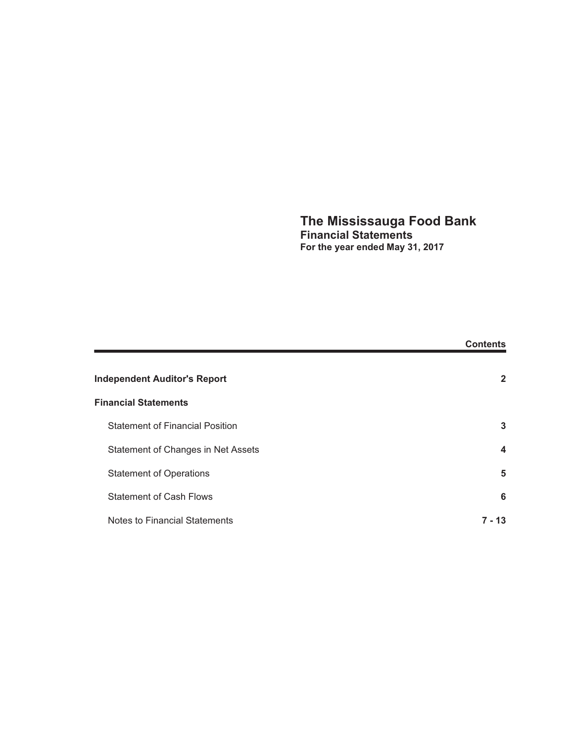# The Mississauga Food Bank
## Financial Statements
### For the year ended May 31, 2017

| | **Contents** |
|---|---|
| **Independent Auditor's Report** | **2** |
| **Financial Statements** | |
| Statement of Financial Position | **3** |
| Statement of Changes in Net Assets | **4** |
| Statement of Operations | **5** |
| Statement of Cash Flows | **6** |
| Notes to Financial Statements | **7 - 13** |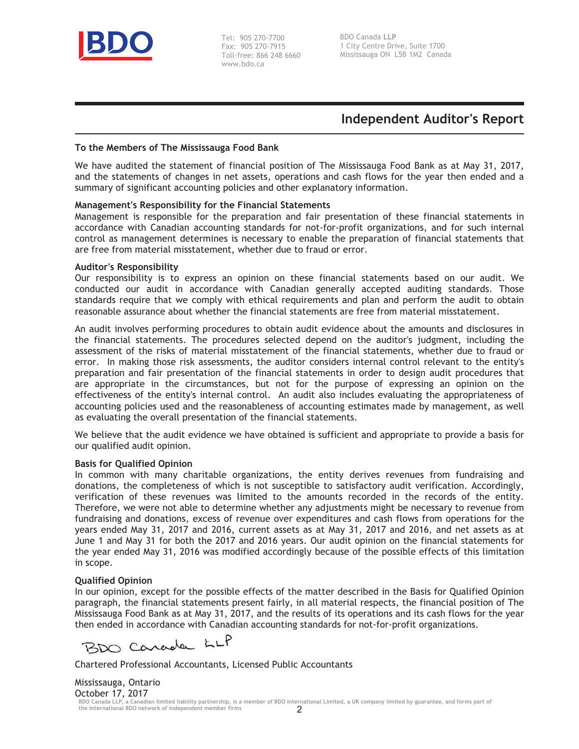BDO

Tel: 905 270-7700
Fax: 905 270-7915
Toll-free: 866 248 6660
www.bdo.ca

BDO Canada **LLP**
1 City Centre Drive, Suite 1700
Mississauga ON L5B 1M2 Canada

# Independent Auditor's Report

**To the Members of The Mississauga Food Bank**

We have audited the statement of financial position of The Mississauga Food Bank as at May 31, 2017, and the statements of changes in net assets, operations and cash flows for the year then ended and a summary of significant accounting policies and other explanatory information.

**Management's Responsibility for the Financial Statements**
Management is responsible for the preparation and fair presentation of these financial statements in accordance with Canadian accounting standards for not-for-profit organizations, and for such internal control as management determines is necessary to enable the preparation of financial statements that are free from material misstatement, whether due to fraud or error.

**Auditor's Responsibility**
Our responsibility is to express an opinion on these financial statements based on our audit. We conducted our audit in accordance with Canadian generally accepted auditing standards. Those standards require that we comply with ethical requirements and plan and perform the audit to obtain reasonable assurance about whether the financial statements are free from material misstatement.

An audit involves performing procedures to obtain audit evidence about the amounts and disclosures in the financial statements. The procedures selected depend on the auditor's judgment, including the assessment of the risks of material misstatement of the financial statements, whether due to fraud or error. In making those risk assessments, the auditor considers internal control relevant to the entity's preparation and fair presentation of the financial statements in order to design audit procedures that are appropriate in the circumstances, but not for the purpose of expressing an opinion on the effectiveness of the entity's internal control. An audit also includes evaluating the appropriateness of accounting policies used and the reasonableness of accounting estimates made by management, as well as evaluating the overall presentation of the financial statements.

We believe that the audit evidence we have obtained is sufficient and appropriate to provide a basis for our qualified audit opinion.

**Basis for Qualified Opinion**
In common with many charitable organizations, the entity derives revenues from fundraising and donations, the completeness of which is not susceptible to satisfactory audit verification. Accordingly, verification of these revenues was limited to the amounts recorded in the records of the entity. Therefore, we were not able to determine whether any adjustments might be necessary to revenue from fundraising and donations, excess of revenue over expenditures and cash flows from operations for the years ended May 31, 2017 and 2016, current assets as at May 31, 2017 and 2016, and net assets as at June 1 and May 31 for both the 2017 and 2016 years. Our audit opinion on the financial statements for the year ended May 31, 2016 was modified accordingly because of the possible effects of this limitation in scope.

**Qualified Opinion**
In our opinion, except for the possible effects of the matter described in the Basis for Qualified Opinion paragraph, the financial statements present fairly, in all material respects, the financial position of The Mississauga Food Bank as at May 31, 2017, and the results of its operations and its cash flows for the year then ended in accordance with Canadian accounting standards for not-for-profit organizations.

BDO Canada LLP

Chartered Professional Accountants, Licensed Public Accountants

Mississauga, Ontario
October 17, 2017

BDO Canada LLP, a Canadian limited liability partnership, is a member of BDO International Limited, a UK company limited by guarantee, and forms part of the international BDO network of independent member firms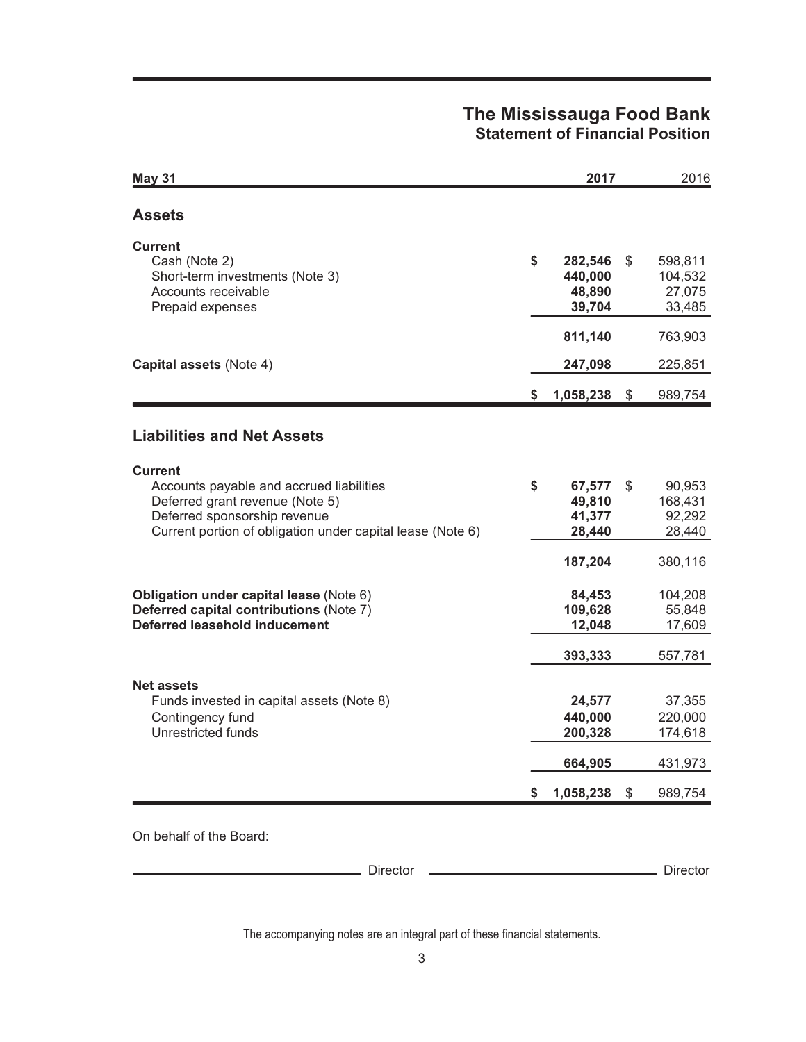# The Mississauga Food Bank
## Statement of Financial Position

| May 31 | 2017 | 2016 |
|---|---|---|
| **Assets** | | |
| **Current** | | |
| Cash (Note 2) | **$ 282,546** | $ 598,811 |
| Short-term investments (Note 3) | **440,000** | 104,532 |
| Accounts receivable | **48,890** | 27,075 |
| Prepaid expenses | **39,704** | 33,485 |
| | **811,140** | 763,903 |
| **Capital assets** (Note 4) | **247,098** | 225,851 |
| | **$ 1,058,238** | $ 989,754 |
| **Liabilities and Net Assets** | | |
| **Current** | | |
| Accounts payable and accrued liabilities | **$ 67,577** | $ 90,953 |
| Deferred grant revenue (Note 5) | **49,810** | 168,431 |
| Deferred sponsorship revenue | **41,377** | 92,292 |
| Current portion of obligation under capital lease (Note 6) | **28,440** | 28,440 |
| | **187,204** | 380,116 |
| **Obligation under capital lease** (Note 6) | **84,453** | 104,208 |
| **Deferred capital contributions** (Note 7) | **109,628** | 55,848 |
| **Deferred leasehold inducement** | **12,048** | 17,609 |
| | **393,333** | 557,781 |
| **Net assets** | | |
| Funds invested in capital assets (Note 8) | **24,577** | 37,355 |
| Contingency fund | **440,000** | 220,000 |
| Unrestricted funds | **200,328** | 174,618 |
| | **664,905** | 431,973 |
| | **$ 1,058,238** | $ 989,754 |

On behalf of the Board:

_______________________ Director _______________________ Director

The accompanying notes are an integral part of these financial statements.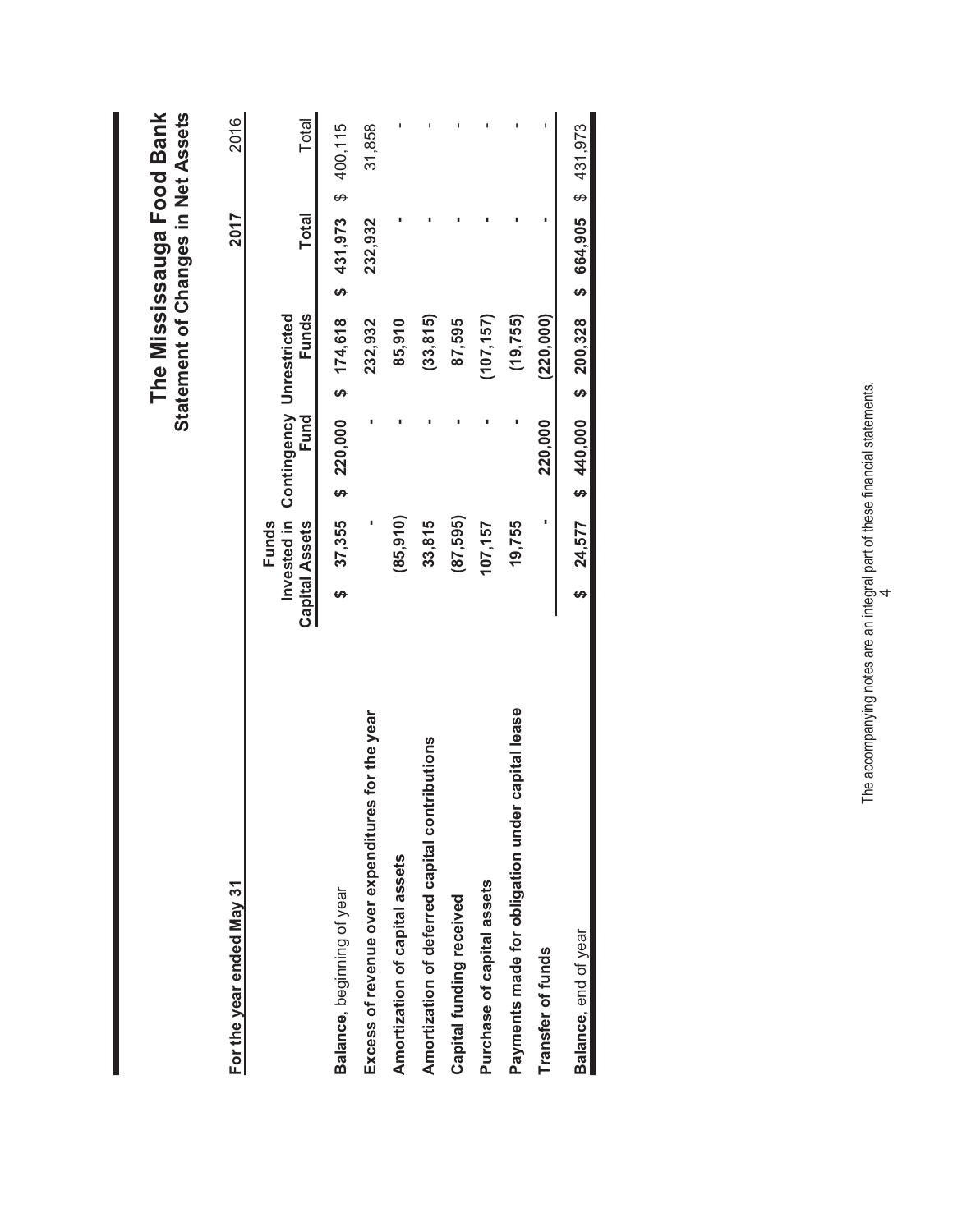# The Mississauga Food Bank
## Statement of Changes in Net Assets

**For the year ended May 31**

| | 2017 | | | | 2016 |
|---|---|---|---|---|---|
| | **Funds Invested in Capital Assets** | **Contingency Fund** | **Unrestricted Funds** | **Total** | Total |
| **Balance**, beginning of year | $ 37,355 | $ 220,000 | $ 174,618 | $ 431,973 | $ 400,115 |
| **Excess of revenue over expenditures for the year** | - | - | 232,932 | 232,932 | 31,858 |
| **Amortization of capital assets** | (85,910) | - | 85,910 | - | - |
| **Amortization of deferred capital contributions** | 33,815 | - | (33,815) | - | - |
| **Capital funding received** | (87,595) | - | 87,595 | - | - |
| **Purchase of capital assets** | 107,157 | - | (107,157) | - | - |
| **Payments made for obligation under capital lease** | 19,755 | - | (19,755) | - | - |
| **Transfer of funds** | - | 220,000 | (220,000) | - | - |
| **Balance**, end of year | $ 24,577 | $ 440,000 | $ 200,328 | $ 664,905 | $ 431,973 |

The accompanying notes are an integral part of these financial statements.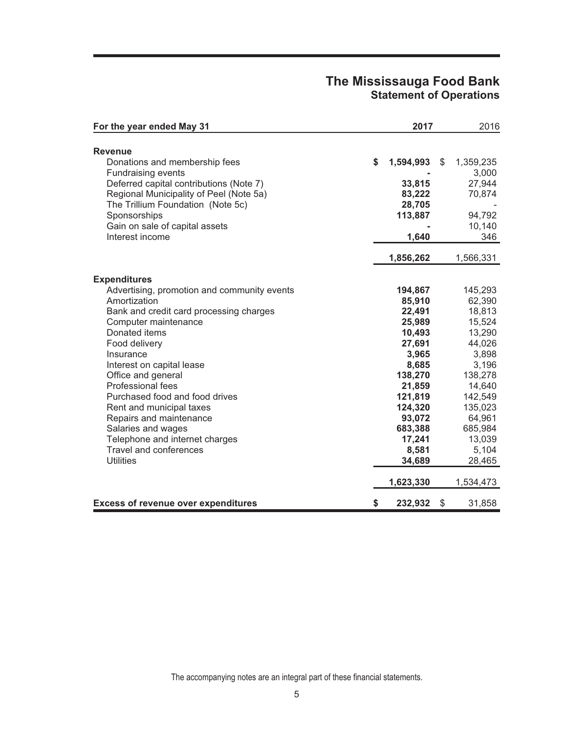# The Mississauga Food Bank
## Statement of Operations

| For the year ended May 31 | | 2017 | | 2016 |
|---|---|---|---|---|
| **Revenue** | | | | |
| Donations and membership fees | $ | **1,594,993** | $ | 1,359,235 |
| Fundraising events | | **-** | | 3,000 |
| Deferred capital contributions (Note 7) | | **33,815** | | 27,944 |
| Regional Municipality of Peel (Note 5a) | | **83,222** | | 70,874 |
| The Trillium Foundation (Note 5c) | | **28,705** | | - |
| Sponsorships | | **113,887** | | 94,792 |
| Gain on sale of capital assets | | **-** | | 10,140 |
| Interest income | | **1,640** | | 346 |
| | | **1,856,262** | | 1,566,331 |
| **Expenditures** | | | | |
| Advertising, promotion and community events | | **194,867** | | 145,293 |
| Amortization | | **85,910** | | 62,390 |
| Bank and credit card processing charges | | **22,491** | | 18,813 |
| Computer maintenance | | **25,989** | | 15,524 |
| Donated items | | **10,493** | | 13,290 |
| Food delivery | | **27,691** | | 44,026 |
| Insurance | | **3,965** | | 3,898 |
| Interest on capital lease | | **8,685** | | 3,196 |
| Office and general | | **138,270** | | 138,278 |
| Professional fees | | **21,859** | | 14,640 |
| Purchased food and food drives | | **121,819** | | 142,549 |
| Rent and municipal taxes | | **124,320** | | 135,023 |
| Repairs and maintenance | | **93,072** | | 64,961 |
| Salaries and wages | | **683,388** | | 685,984 |
| Telephone and internet charges | | **17,241** | | 13,039 |
| Travel and conferences | | **8,581** | | 5,104 |
| Utilities | | **34,689** | | 28,465 |
| | | **1,623,330** | | 1,534,473 |
| **Excess of revenue over expenditures** | $ | **232,932** | $ | 31,858 |

The accompanying notes are an integral part of these financial statements.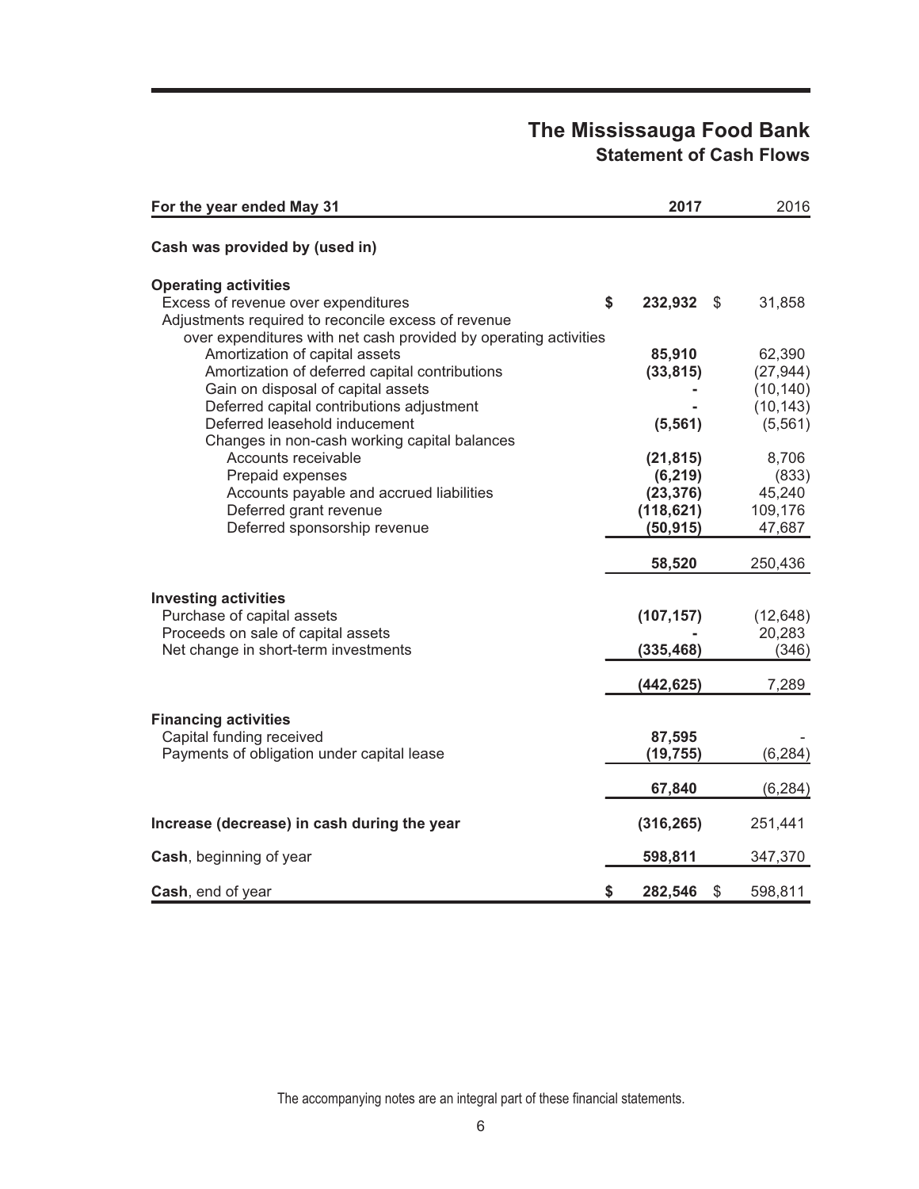# The Mississauga Food Bank

## Statement of Cash Flows

| For the year ended May 31 | 2017 | 2016 |
|---|---|---|
| **Cash was provided by (used in)** | | |
| **Operating activities** | | |
| Excess of revenue over expenditures | $ 232,932 | $ 31,858 |
| Adjustments required to reconcile excess of revenue over expenditures with net cash provided by operating activities | | |
| Amortization of capital assets | 85,910 | 62,390 |
| Amortization of deferred capital contributions | (33,815) | (27,944) |
| Gain on disposal of capital assets | - | (10,140) |
| Deferred capital contributions adjustment | - | (10,143) |
| Deferred leasehold inducement | (5,561) | (5,561) |
| Changes in non-cash working capital balances | | |
| Accounts receivable | (21,815) | 8,706 |
| Prepaid expenses | (6,219) | (833) |
| Accounts payable and accrued liabilities | (23,376) | 45,240 |
| Deferred grant revenue | (118,621) | 109,176 |
| Deferred sponsorship revenue | (50,915) | 47,687 |
| | 58,520 | 250,436 |
| **Investing activities** | | |
| Purchase of capital assets | (107,157) | (12,648) |
| Proceeds on sale of capital assets | - | 20,283 |
| Net change in short-term investments | (335,468) | (346) |
| | (442,625) | 7,289 |
| **Financing activities** | | |
| Capital funding received | 87,595 | - |
| Payments of obligation under capital lease | (19,755) | (6,284) |
| | 67,840 | (6,284) |
| **Increase (decrease) in cash during the year** | (316,265) | 251,441 |
| **Cash**, beginning of year | 598,811 | 347,370 |
| **Cash**, end of year | $ 282,546 | $ 598,811 |

The accompanying notes are an integral part of these financial statements.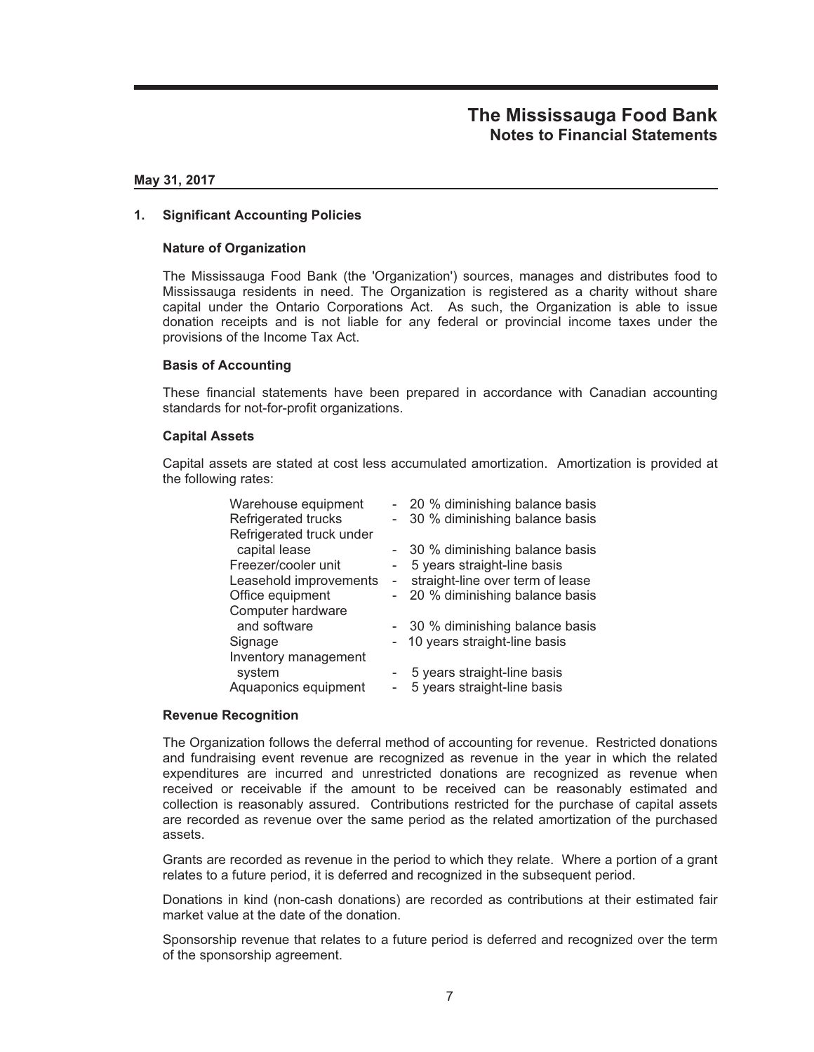# The Mississauga Food Bank
## Notes to Financial Statements

**May 31, 2017**

### 1. Significant Accounting Policies

**Nature of Organization**

The Mississauga Food Bank (the 'Organization') sources, manages and distributes food to Mississauga residents in need. The Organization is registered as a charity without share capital under the Ontario Corporations Act. As such, the Organization is able to issue donation receipts and is not liable for any federal or provincial income taxes under the provisions of the Income Tax Act.

**Basis of Accounting**

These financial statements have been prepared in accordance with Canadian accounting standards for not-for-profit organizations.

**Capital Assets**

Capital assets are stated at cost less accumulated amortization. Amortization is provided at the following rates:

| | |
|---|---|
| Warehouse equipment | - 20 % diminishing balance basis |
| Refrigerated trucks | - 30 % diminishing balance basis |
| Refrigerated truck under capital lease | - 30 % diminishing balance basis |
| Freezer/cooler unit | - 5 years straight-line basis |
| Leasehold improvements | - straight-line over term of lease |
| Office equipment | - 20 % diminishing balance basis |
| Computer hardware and software | - 30 % diminishing balance basis |
| Signage | - 10 years straight-line basis |
| Inventory management system | - 5 years straight-line basis |
| Aquaponics equipment | - 5 years straight-line basis |

**Revenue Recognition**

The Organization follows the deferral method of accounting for revenue. Restricted donations and fundraising event revenue are recognized as revenue in the year in which the related expenditures are incurred and unrestricted donations are recognized as revenue when received or receivable if the amount to be received can be reasonably estimated and collection is reasonably assured. Contributions restricted for the purchase of capital assets are recorded as revenue over the same period as the related amortization of the purchased assets.

Grants are recorded as revenue in the period to which they relate. Where a portion of a grant relates to a future period, it is deferred and recognized in the subsequent period.

Donations in kind (non-cash donations) are recorded as contributions at their estimated fair market value at the date of the donation.

Sponsorship revenue that relates to a future period is deferred and recognized over the term of the sponsorship agreement.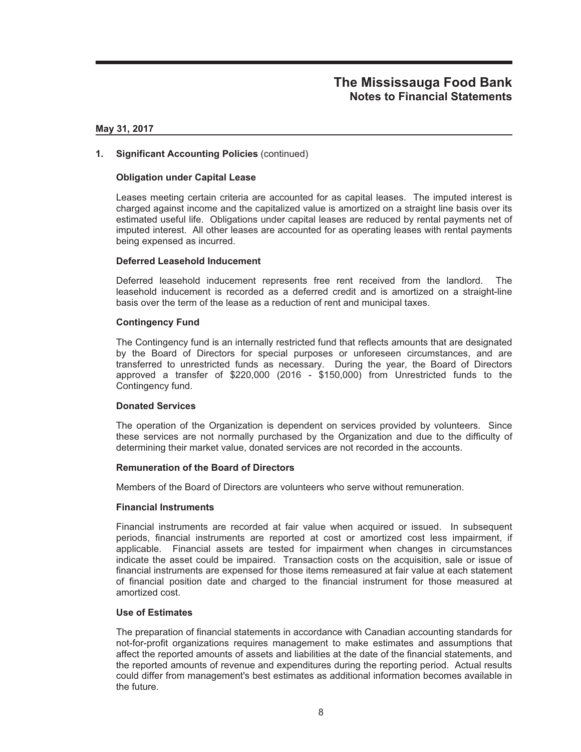# The Mississauga Food Bank
## Notes to Financial Statements

**May 31, 2017**

### 1. Significant Accounting Policies (continued)

#### Obligation under Capital Lease

Leases meeting certain criteria are accounted for as capital leases. The imputed interest is charged against income and the capitalized value is amortized on a straight line basis over its estimated useful life. Obligations under capital leases are reduced by rental payments net of imputed interest. All other leases are accounted for as operating leases with rental payments being expensed as incurred.

#### Deferred Leasehold Inducement

Deferred leasehold inducement represents free rent received from the landlord. The leasehold inducement is recorded as a deferred credit and is amortized on a straight-line basis over the term of the lease as a reduction of rent and municipal taxes.

#### Contingency Fund

The Contingency fund is an internally restricted fund that reflects amounts that are designated by the Board of Directors for special purposes or unforeseen circumstances, and are transferred to unrestricted funds as necessary. During the year, the Board of Directors approved a transfer of $220,000 (2016 - $150,000) from Unrestricted funds to the Contingency fund.

#### Donated Services

The operation of the Organization is dependent on services provided by volunteers. Since these services are not normally purchased by the Organization and due to the difficulty of determining their market value, donated services are not recorded in the accounts.

#### Remuneration of the Board of Directors

Members of the Board of Directors are volunteers who serve without remuneration.

#### Financial Instruments

Financial instruments are recorded at fair value when acquired or issued. In subsequent periods, financial instruments are reported at cost or amortized cost less impairment, if applicable. Financial assets are tested for impairment when changes in circumstances indicate the asset could be impaired. Transaction costs on the acquisition, sale or issue of financial instruments are expensed for those items remeasured at fair value at each statement of financial position date and charged to the financial instrument for those measured at amortized cost.

#### Use of Estimates

The preparation of financial statements in accordance with Canadian accounting standards for not-for-profit organizations requires management to make estimates and assumptions that affect the reported amounts of assets and liabilities at the date of the financial statements, and the reported amounts of revenue and expenditures during the reporting period. Actual results could differ from management's best estimates as additional information becomes available in the future.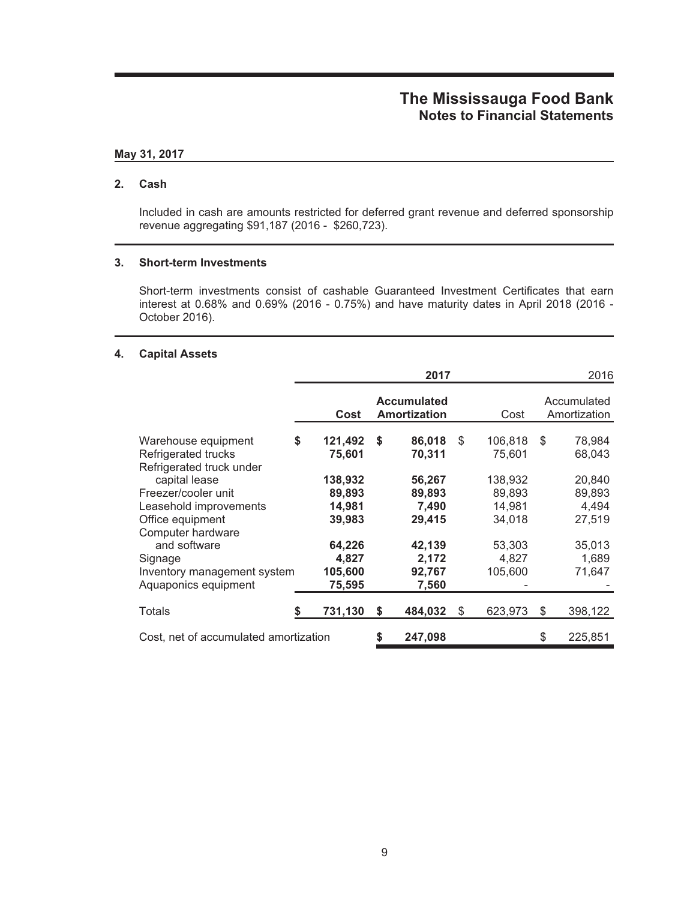# The Mississauga Food Bank
## Notes to Financial Statements

**May 31, 2017**

### 2. Cash

Included in cash are amounts restricted for deferred grant revenue and deferred sponsorship revenue aggregating $91,187 (2016 - $260,723).

### 3. Short-term Investments

Short-term investments consist of cashable Guaranteed Investment Certificates that earn interest at 0.68% and 0.69% (2016 - 0.75%) and have maturity dates in April 2018 (2016 - October 2016).

### 4. Capital Assets

| | **2017** | | 2016 | |
|---|---|---|---|---|
| | **Cost** | **Accumulated Amortization** | Cost | Accumulated Amortization |
| Warehouse equipment | **$ 121,492** | **$ 86,018** | $ 106,818 | $ 78,984 |
| Refrigerated trucks | **75,601** | **70,311** | 75,601 | 68,043 |
| Refrigerated truck under capital lease | **138,932** | **56,267** | 138,932 | 20,840 |
| Freezer/cooler unit | **89,893** | **89,893** | 89,893 | 89,893 |
| Leasehold improvements | **14,981** | **7,490** | 14,981 | 4,494 |
| Office equipment | **39,983** | **29,415** | 34,018 | 27,519 |
| Computer hardware and software | **64,226** | **42,139** | 53,303 | 35,013 |
| Signage | **4,827** | **2,172** | 4,827 | 1,689 |
| Inventory management system | **105,600** | **92,767** | 105,600 | 71,647 |
| Aquaponics equipment | **75,595** | **7,560** | - | - |
| Totals | **$ 731,130** | **$ 484,032** | $ 623,973 | $ 398,122 |
| Cost, net of accumulated amortization | | **$ 247,098** | | $ 225,851 |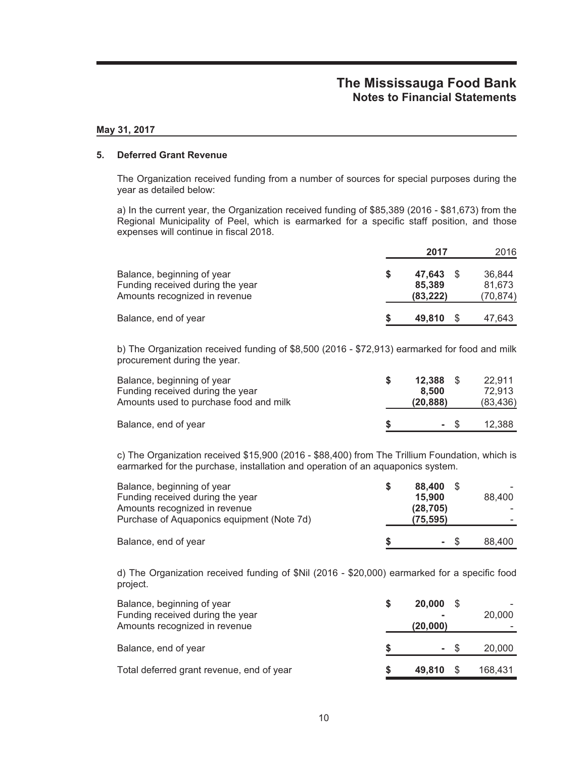# The Mississauga Food Bank
## Notes to Financial Statements

**May 31, 2017**

### 5. Deferred Grant Revenue

The Organization received funding from a number of sources for special purposes during the year as detailed below:

a) In the current year, the Organization received funding of $85,389 (2016 - $81,673) from the Regional Municipality of Peel, which is earmarked for a specific staff position, and those expenses will continue in fiscal 2018.

| | **2017** | 2016 |
|---|---|---|
| Balance, beginning of year | **$ 47,643** | $ 36,844 |
| Funding received during the year | **85,389** | 81,673 |
| Amounts recognized in revenue | **(83,222)** | (70,874) |
| Balance, end of year | **$ 49,810** | $ 47,643 |

b) The Organization received funding of $8,500 (2016 - $72,913) earmarked for food and milk procurement during the year.

| | **2017** | 2016 |
|---|---|---|
| Balance, beginning of year | **$ 12,388** | $ 22,911 |
| Funding received during the year | **8,500** | 72,913 |
| Amounts used to purchase food and milk | **(20,888)** | (83,436) |
| Balance, end of year | **$ -** | $ 12,388 |

c) The Organization received $15,900 (2016 - $88,400) from The Trillium Foundation, which is earmarked for the purchase, installation and operation of an aquaponics system.

| | **2017** | 2016 |
|---|---|---|
| Balance, beginning of year | **$ 88,400** | $ - |
| Funding received during the year | **15,900** | 88,400 |
| Amounts recognized in revenue | **(28,705)** | - |
| Purchase of Aquaponics equipment (Note 7d) | **(75,595)** | - |
| Balance, end of year | **$ -** | $ 88,400 |

d) The Organization received funding of $Nil (2016 - $20,000) earmarked for a specific food project.

| | **2017** | 2016 |
|---|---|---|
| Balance, beginning of year | **$ 20,000** | $ - |
| Funding received during the year | **-** | 20,000 |
| Amounts recognized in revenue | **(20,000)** | - |
| Balance, end of year | **$ -** | $ 20,000 |
| Total deferred grant revenue, end of year | **$ 49,810** | $ 168,431 |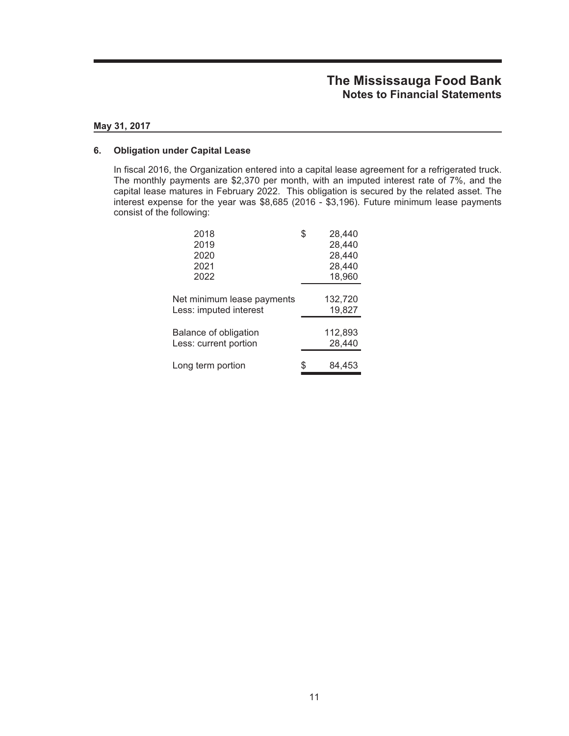# The Mississauga Food Bank

## Notes to Financial Statements

**May 31, 2017**

### 6. Obligation under Capital Lease

In fiscal 2016, the Organization entered into a capital lease agreement for a refrigerated truck. The monthly payments are $2,370 per month, with an imputed interest rate of 7%, and the capital lease matures in February 2022. This obligation is secured by the related asset. The interest expense for the year was $8,685 (2016 - $3,196). Future minimum lease payments consist of the following:

| | |
|---|---|
| 2018 | $ 28,440 |
| 2019 | 28,440 |
| 2020 | 28,440 |
| 2021 | 28,440 |
| 2022 | 18,960 |
| Net minimum lease payments | 132,720 |
| Less: imputed interest | 19,827 |
| Balance of obligation | 112,893 |
| Less: current portion | 28,440 |
| Long term portion | $ 84,453 |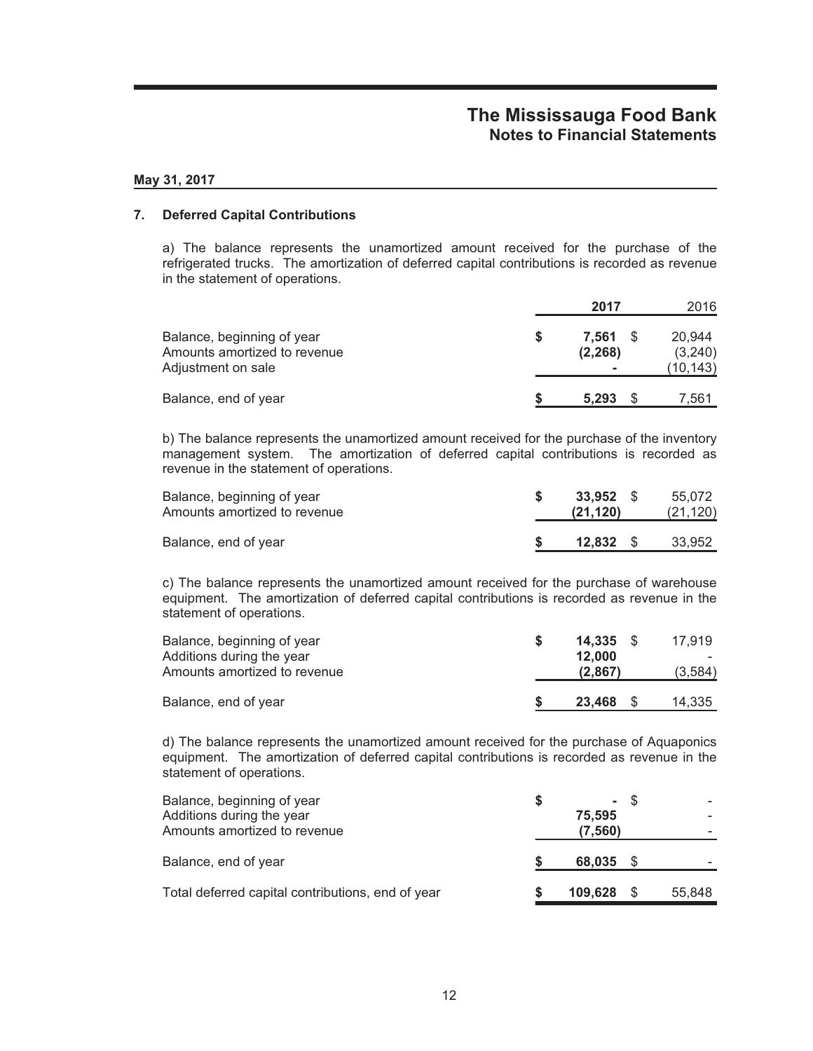**May 31, 2017**

## 7. Deferred Capital Contributions

a) The balance represents the unamortized amount received for the purchase of the refrigerated trucks. The amortization of deferred capital contributions is recorded as revenue in the statement of operations.

| | **2017** | 2016 |
|---|---|---|
| Balance, beginning of year | **$ 7,561** | $ 20,944 |
| Amounts amortized to revenue | **(2,268)** | (3,240) |
| Adjustment on sale | **-** | (10,143) |
| Balance, end of year | **$ 5,293** | $ 7,561 |

b) The balance represents the unamortized amount received for the purchase of the inventory management system. The amortization of deferred capital contributions is recorded as revenue in the statement of operations.

| | **2017** | 2016 |
|---|---|---|
| Balance, beginning of year | **$ 33,952** | $ 55,072 |
| Amounts amortized to revenue | **(21,120)** | (21,120) |
| Balance, end of year | **$ 12,832** | $ 33,952 |

c) The balance represents the unamortized amount received for the purchase of warehouse equipment. The amortization of deferred capital contributions is recorded as revenue in the statement of operations.

| | **2017** | 2016 |
|---|---|---|
| Balance, beginning of year | **$ 14,335** | $ 17,919 |
| Additions during the year | **12,000** | - |
| Amounts amortized to revenue | **(2,867)** | (3,584) |
| Balance, end of year | **$ 23,468** | $ 14,335 |

d) The balance represents the unamortized amount received for the purchase of Aquaponics equipment. The amortization of deferred capital contributions is recorded as revenue in the statement of operations.

| | **2017** | 2016 |
|---|---|---|
| Balance, beginning of year | **$ -** | $ - |
| Additions during the year | **75,595** | - |
| Amounts amortized to revenue | **(7,560)** | - |
| Balance, end of year | **$ 68,035** | $ - |
| Total deferred capital contributions, end of year | **$ 109,628** | $ 55,848 |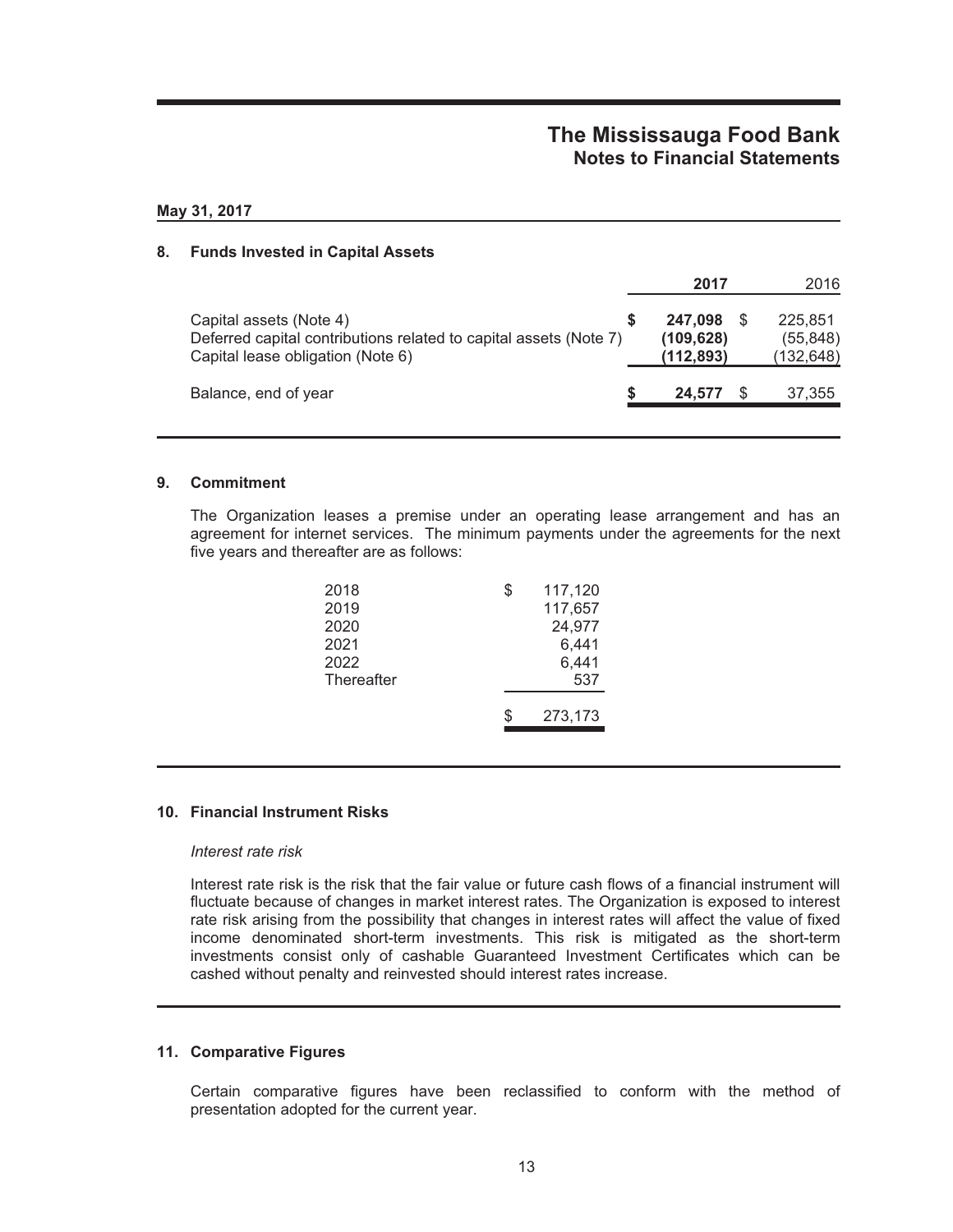# The Mississauga Food Bank
## Notes to Financial Statements

**May 31, 2017**

### 8. Funds Invested in Capital Assets

| | **2017** | 2016 |
|---|---|---|
| Capital assets (Note 4) | **$ 247,098** | $ 225,851 |
| Deferred capital contributions related to capital assets (Note 7) | **(109,628)** | (55,848) |
| Capital lease obligation (Note 6) | **(112,893)** | (132,648) |
| Balance, end of year | **$ 24,577** | $ 37,355 |

### 9. Commitment

The Organization leases a premise under an operating lease arrangement and has an agreement for internet services. The minimum payments under the agreements for the next five years and thereafter are as follows:

| | |
|---|---|
| 2018 | $ 117,120 |
| 2019 | 117,657 |
| 2020 | 24,977 |
| 2021 | 6,441 |
| 2022 | 6,441 |
| Thereafter | 537 |
| | $ 273,173 |

### 10. Financial Instrument Risks

*Interest rate risk*

Interest rate risk is the risk that the fair value or future cash flows of a financial instrument will fluctuate because of changes in market interest rates. The Organization is exposed to interest rate risk arising from the possibility that changes in interest rates will affect the value of fixed income denominated short-term investments. This risk is mitigated as the short-term investments consist only of cashable Guaranteed Investment Certificates which can be cashed without penalty and reinvested should interest rates increase.

### 11. Comparative Figures

Certain comparative figures have been reclassified to conform with the method of presentation adopted for the current year.